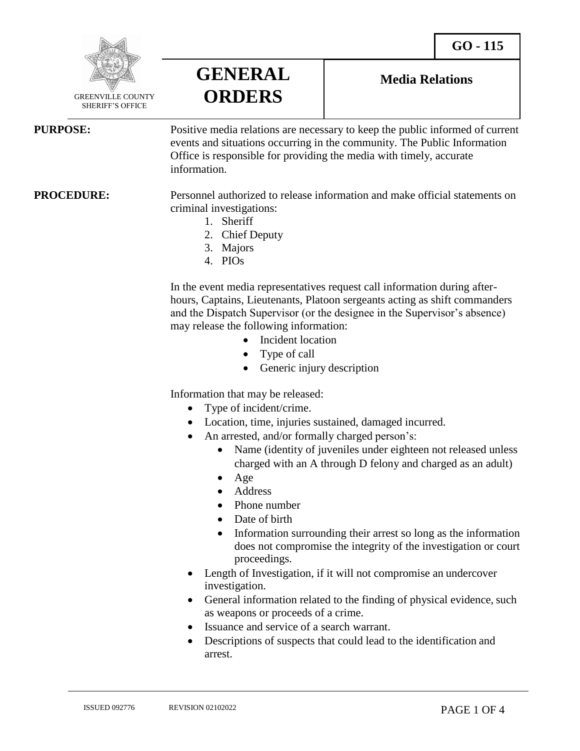GREENVILLE COUNTY SHERIFF'S OFFICE

# GENERAL ORDERS

**GO - 115**

**Media Relations**

**PURPOSE:** Positive media relations are necessary to keep the public informed of current events and situations occurring in the community. The Public Information Office is responsible for providing the media with timely, accurate information.

**PROCEDURE:** Personnel authorized to release information and make official statements on criminal investigations:

1. Sheriff
2. Chief Deputy
3. Majors
4. PIOs

In the event media representatives request call information during after-hours, Captains, Lieutenants, Platoon sergeants acting as shift commanders and the Dispatch Supervisor (or the designee in the Supervisor's absence) may release the following information:

- Incident location
- Type of call
- Generic injury description

Information that may be released:

- Type of incident/crime.
- Location, time, injuries sustained, damaged incurred.
- An arrested, and/or formally charged person's:
  - Name (identity of juveniles under eighteen not released unless charged with an A through D felony and charged as an adult)
  - Age
  - Address
  - Phone number
  - Date of birth
  - Information surrounding their arrest so long as the information does not compromise the integrity of the investigation or court proceedings.
- Length of Investigation, if it will not compromise an undercover investigation.
- General information related to the finding of physical evidence, such as weapons or proceeds of a crime.
- Issuance and service of a search warrant.
- Descriptions of suspects that could lead to the identification and arrest.

ISSUED 092776 REVISION 02102022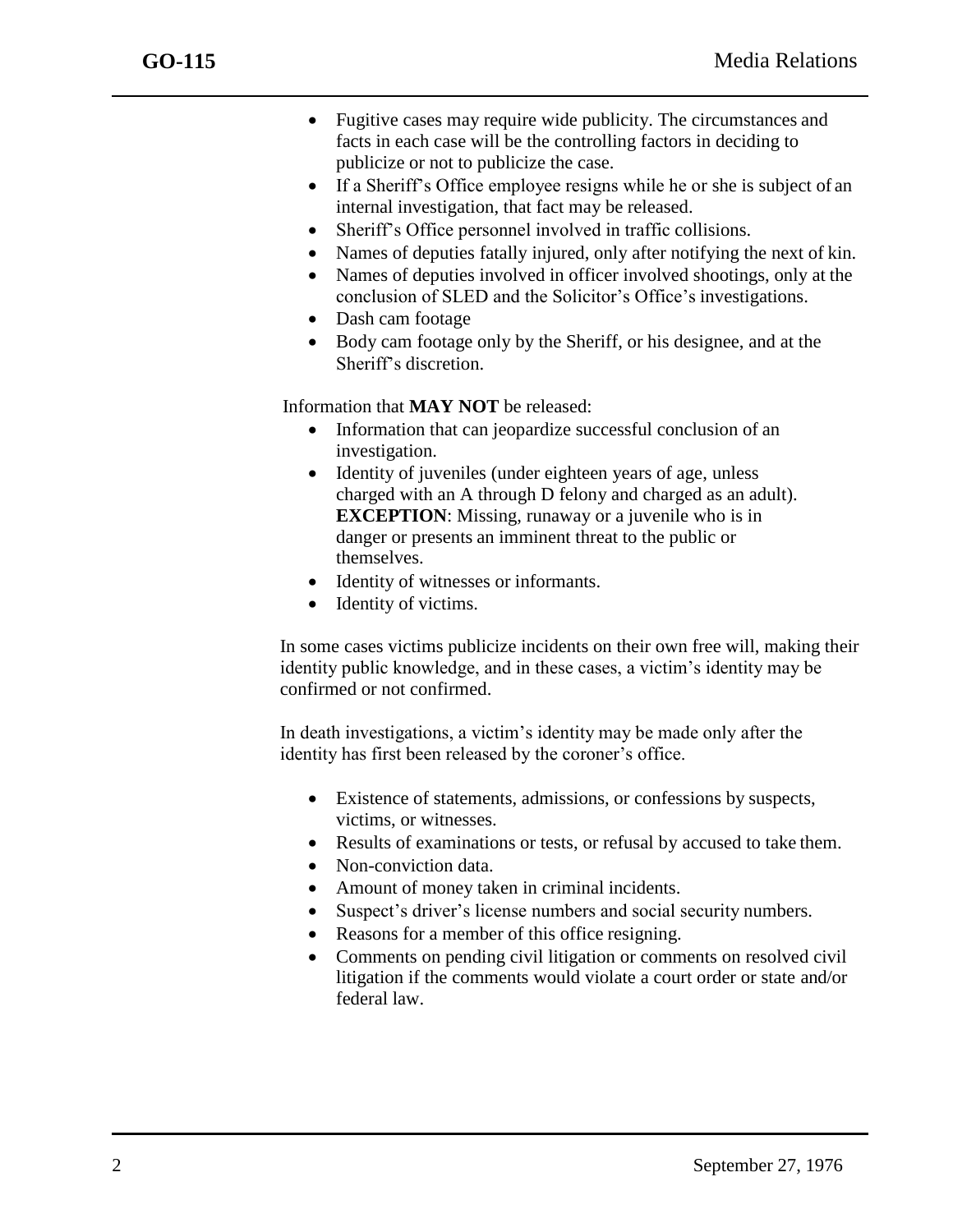- Fugitive cases may require wide publicity. The circumstances and facts in each case will be the controlling factors in deciding to publicize or not to publicize the case.
- If a Sheriff's Office employee resigns while he or she is subject of an internal investigation, that fact may be released.
- Sheriff's Office personnel involved in traffic collisions.
- Names of deputies fatally injured, only after notifying the next of kin.
- Names of deputies involved in officer involved shootings, only at the conclusion of SLED and the Solicitor's Office's investigations.
- Dash cam footage
- Body cam footage only by the Sheriff, or his designee, and at the Sheriff's discretion.

Information that **MAY NOT** be released:

- Information that can jeopardize successful conclusion of an investigation.
- Identity of juveniles (under eighteen years of age, unless charged with an A through D felony and charged as an adult). **EXCEPTION**: Missing, runaway or a juvenile who is in danger or presents an imminent threat to the public or themselves.
- Identity of witnesses or informants.
- Identity of victims.

In some cases victims publicize incidents on their own free will, making their identity public knowledge, and in these cases, a victim's identity may be confirmed or not confirmed.

In death investigations, a victim's identity may be made only after the identity has first been released by the coroner's office.

- Existence of statements, admissions, or confessions by suspects, victims, or witnesses.
- Results of examinations or tests, or refusal by accused to take them.
- Non-conviction data.
- Amount of money taken in criminal incidents.
- Suspect's driver's license numbers and social security numbers.
- Reasons for a member of this office resigning.
- Comments on pending civil litigation or comments on resolved civil litigation if the comments would violate a court order or state and/or federal law.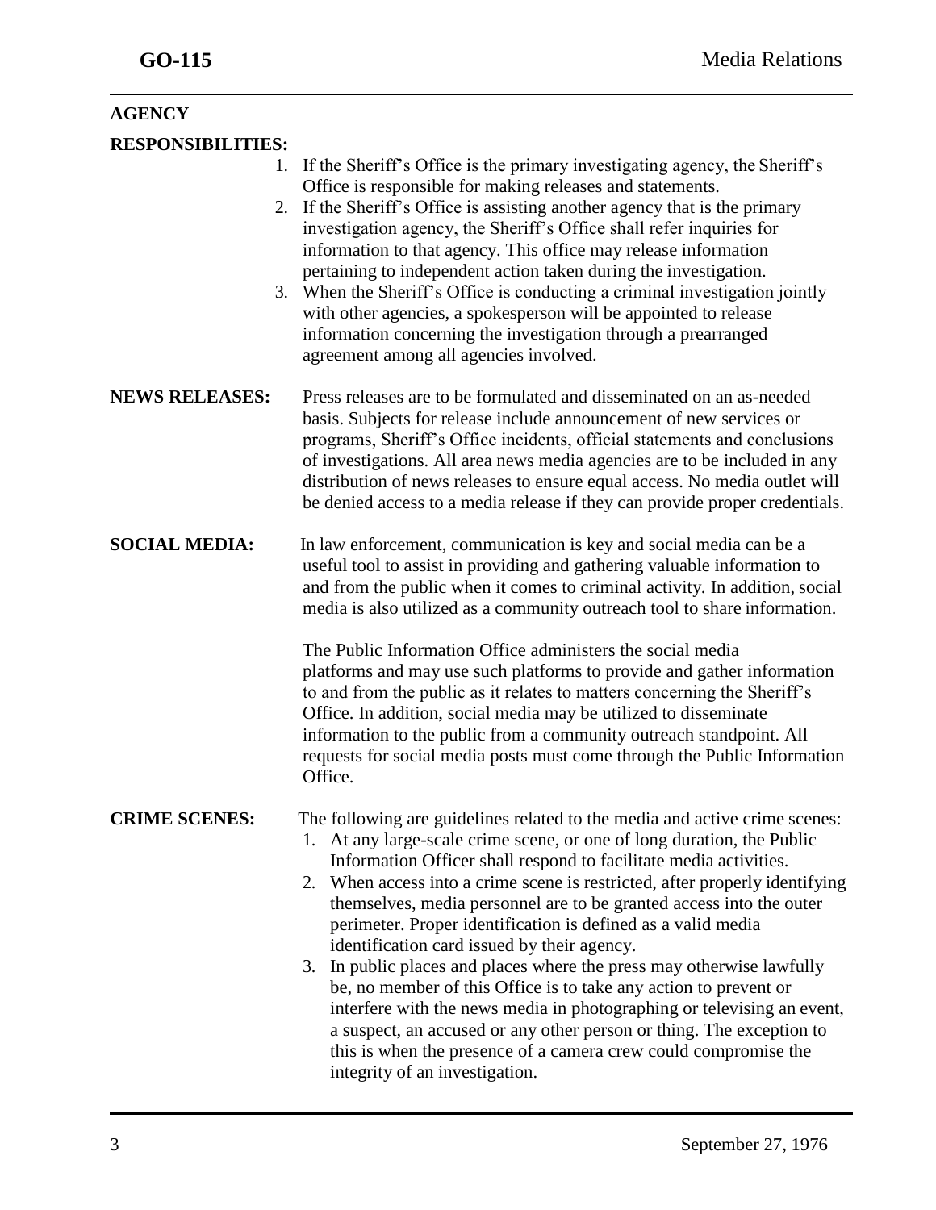**AGENCY RESPONSIBILITIES:**

1. If the Sheriff's Office is the primary investigating agency, the Sheriff's Office is responsible for making releases and statements.
2. If the Sheriff's Office is assisting another agency that is the primary investigation agency, the Sheriff's Office shall refer inquiries for information to that agency. This office may release information pertaining to independent action taken during the investigation.
3. When the Sheriff's Office is conducting a criminal investigation jointly with other agencies, a spokesperson will be appointed to release information concerning the investigation through a prearranged agreement among all agencies involved.

**NEWS RELEASES:** Press releases are to be formulated and disseminated on an as-needed basis. Subjects for release include announcement of new services or programs, Sheriff's Office incidents, official statements and conclusions of investigations. All area news media agencies are to be included in any distribution of news releases to ensure equal access. No media outlet will be denied access to a media release if they can provide proper credentials.

**SOCIAL MEDIA:** In law enforcement, communication is key and social media can be a useful tool to assist in providing and gathering valuable information to and from the public when it comes to criminal activity. In addition, social media is also utilized as a community outreach tool to share information.

The Public Information Office administers the social media platforms and may use such platforms to provide and gather information to and from the public as it relates to matters concerning the Sheriff's Office. In addition, social media may be utilized to disseminate information to the public from a community outreach standpoint. All requests for social media posts must come through the Public Information Office.

**CRIME SCENES:** The following are guidelines related to the media and active crime scenes:

1. At any large-scale crime scene, or one of long duration, the Public Information Officer shall respond to facilitate media activities.
2. When access into a crime scene is restricted, after properly identifying themselves, media personnel are to be granted access into the outer perimeter. Proper identification is defined as a valid media identification card issued by their agency.
3. In public places and places where the press may otherwise lawfully be, no member of this Office is to take any action to prevent or interfere with the news media in photographing or televising an event, a suspect, an accused or any other person or thing. The exception to this is when the presence of a camera crew could compromise the integrity of an investigation.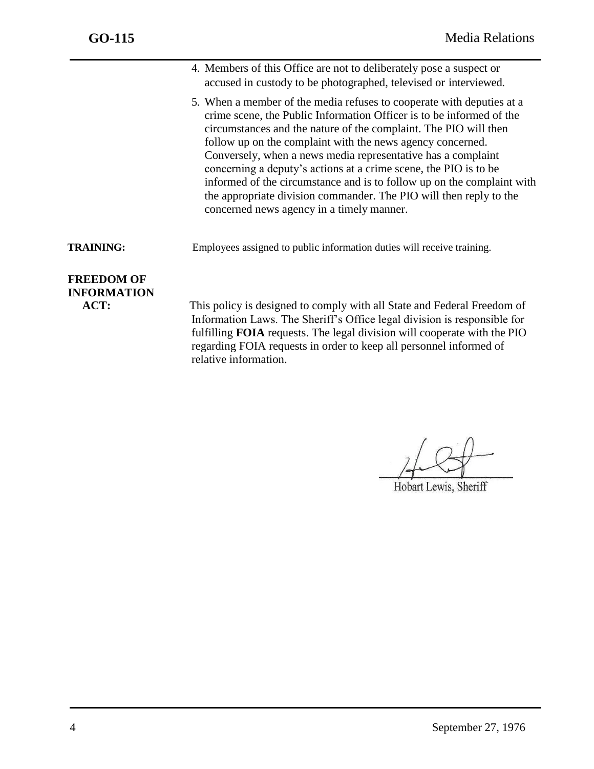4. Members of this Office are not to deliberately pose a suspect or accused in custody to be photographed, televised or interviewed.

5. When a member of the media refuses to cooperate with deputies at a crime scene, the Public Information Officer is to be informed of the circumstances and the nature of the complaint. The PIO will then follow up on the complaint with the news agency concerned. Conversely, when a news media representative has a complaint concerning a deputy's actions at a crime scene, the PIO is to be informed of the circumstance and is to follow up on the complaint with the appropriate division commander. The PIO will then reply to the concerned news agency in a timely manner.

**TRAINING:** Employees assigned to public information duties will receive training.

**FREEDOM OF INFORMATION ACT:** This policy is designed to comply with all State and Federal Freedom of Information Laws. The Sheriff's Office legal division is responsible for fulfilling **FOIA** requests. The legal division will cooperate with the PIO regarding FOIA requests in order to keep all personnel informed of relative information.

Hobart Lewis, Sheriff

September 27, 1976